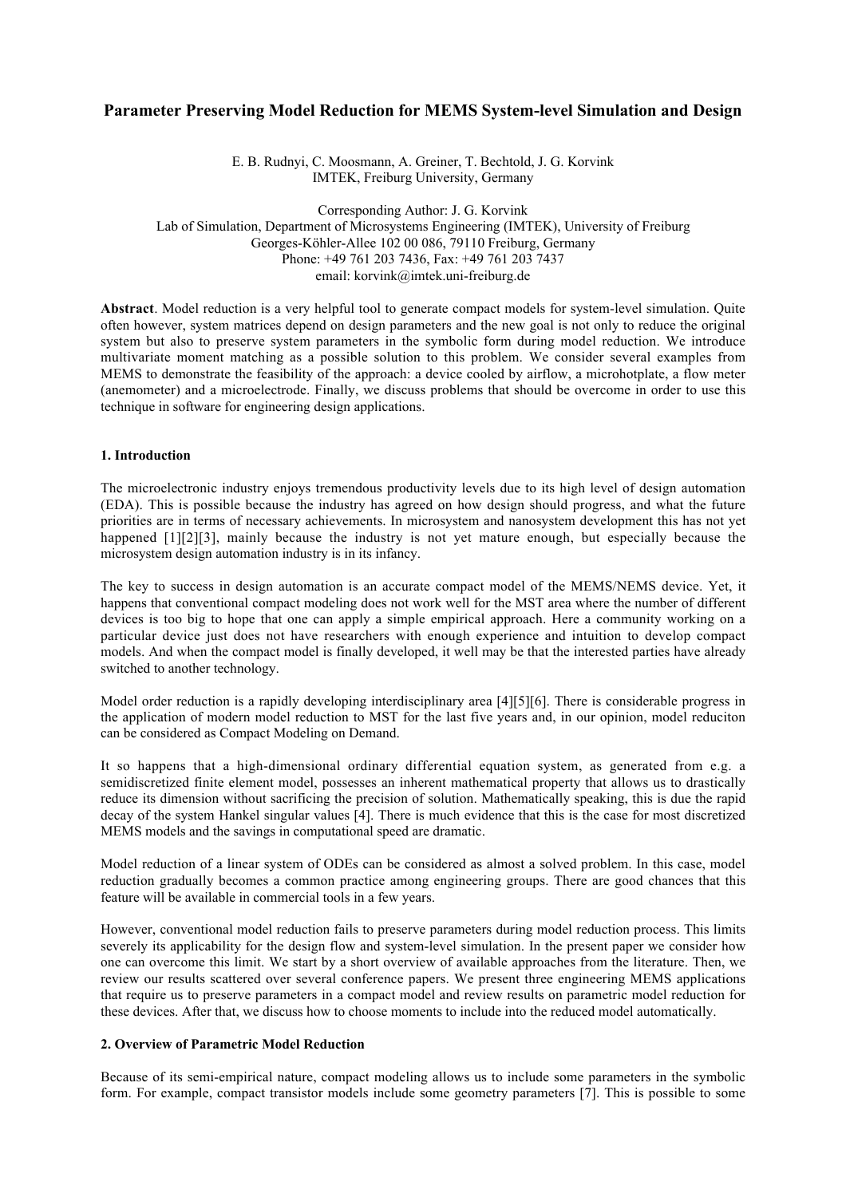# Parameter Preserving Model Reduction for MEMS System-level Simulation and Design

E. B. Rudnyi, C. Moosmann, A. Greiner, T. Bechtold, J. G. Korvink
IMTEK, Freiburg University, Germany

Corresponding Author: J. G. Korvink
Lab of Simulation, Department of Microsystems Engineering (IMTEK), University of Freiburg
Georges-Köhler-Allee 102 00 086, 79110 Freiburg, Germany
Phone: +49 761 203 7436, Fax: +49 761 203 7437
email: korvink@imtek.uni-freiburg.de

**Abstract**. Model reduction is a very helpful tool to generate compact models for system-level simulation. Quite often however, system matrices depend on design parameters and the new goal is not only to reduce the original system but also to preserve system parameters in the symbolic form during model reduction. We introduce multivariate moment matching as a possible solution to this problem. We consider several examples from MEMS to demonstrate the feasibility of the approach: a device cooled by airflow, a microhotplate, a flow meter (anemometer) and a microelectrode. Finally, we discuss problems that should be overcome in order to use this technique in software for engineering design applications.

## 1. Introduction

The microelectronic industry enjoys tremendous productivity levels due to its high level of design automation (EDA). This is possible because the industry has agreed on how design should progress, and what the future priorities are in terms of necessary achievements. In microsystem and nanosystem development this has not yet happened [1][2][3], mainly because the industry is not yet mature enough, but especially because the microsystem design automation industry is in its infancy.

The key to success in design automation is an accurate compact model of the MEMS/NEMS device. Yet, it happens that conventional compact modeling does not work well for the MST area where the number of different devices is too big to hope that one can apply a simple empirical approach. Here a community working on a particular device just does not have researchers with enough experience and intuition to develop compact models. And when the compact model is finally developed, it well may be that the interested parties have already switched to another technology.

Model order reduction is a rapidly developing interdisciplinary area [4][5][6]. There is considerable progress in the application of modern model reduction to MST for the last five years and, in our opinion, model reduciton can be considered as Compact Modeling on Demand.

It so happens that a high-dimensional ordinary differential equation system, as generated from e.g. a semidiscretized finite element model, possesses an inherent mathematical property that allows us to drastically reduce its dimension without sacrificing the precision of solution. Mathematically speaking, this is due the rapid decay of the system Hankel singular values [4]. There is much evidence that this is the case for most discretized MEMS models and the savings in computational speed are dramatic.

Model reduction of a linear system of ODEs can be considered as almost a solved problem. In this case, model reduction gradually becomes a common practice among engineering groups. There are good chances that this feature will be available in commercial tools in a few years.

However, conventional model reduction fails to preserve parameters during model reduction process. This limits severely its applicability for the design flow and system-level simulation. In the present paper we consider how one can overcome this limit. We start by a short overview of available approaches from the literature. Then, we review our results scattered over several conference papers. We present three engineering MEMS applications that require us to preserve parameters in a compact model and review results on parametric model reduction for these devices. After that, we discuss how to choose moments to include into the reduced model automatically.

## 2. Overview of Parametric Model Reduction

Because of its semi-empirical nature, compact modeling allows us to include some parameters in the symbolic form. For example, compact transistor models include some geometry parameters [7]. This is possible to some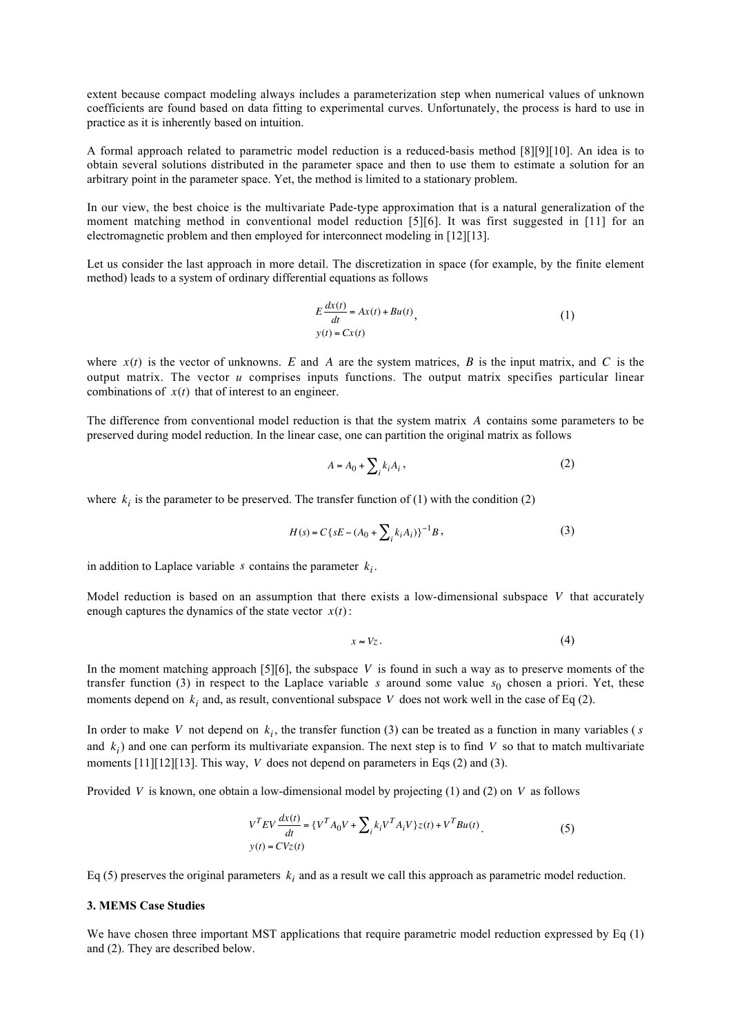extent because compact modeling always includes a parameterization step when numerical values of unknown coefficients are found based on data fitting to experimental curves. Unfortunately, the process is hard to use in practice as it is inherently based on intuition.

A formal approach related to parametric model reduction is a reduced-basis method [8][9][10]. An idea is to obtain several solutions distributed in the parameter space and then to use them to estimate a solution for an arbitrary point in the parameter space. Yet, the method is limited to a stationary problem.

In our view, the best choice is the multivariate Pade-type approximation that is a natural generalization of the moment matching method in conventional model reduction [5][6]. It was first suggested in [11] for an electromagnetic problem and then employed for interconnect modeling in [12][13].

Let us consider the last approach in more detail. The discretization in space (for example, by the finite element method) leads to a system of ordinary differential equations as follows

$$E\frac{dx(t)}{dt} = Ax(t) + Bu(t),$$
$$y(t) = Cx(t) \tag{1}$$

where $x(t)$ is the vector of unknowns. $E$ and $A$ are the system matrices, $B$ is the input matrix, and $C$ is the output matrix. The vector $u$ comprises inputs functions. The output matrix specifies particular linear combinations of $x(t)$ that of interest to an engineer.

The difference from conventional model reduction is that the system matrix $A$ contains some parameters to be preserved during model reduction. In the linear case, one can partition the original matrix as follows

$$A = A_0 + \sum_i k_i A_i \, , \tag{2}$$

where $k_i$ is the parameter to be preserved. The transfer function of (1) with the condition (2)

$$H(s) = C\{sE - (A_0 + \sum_i k_i A_i)\}^{-1} B \, , \tag{3}$$

in addition to Laplace variable $s$ contains the parameter $k_i$.

Model reduction is based on an assumption that there exists a low-dimensional subspace $V$ that accurately enough captures the dynamics of the state vector $x(t)$:

$$x \approx Vz \, . \tag{4}$$

In the moment matching approach [5][6], the subspace $V$ is found in such a way as to preserve moments of the transfer function (3) in respect to the Laplace variable $s$ around some value $s_0$ chosen a priori. Yet, these moments depend on $k_i$ and, as result, conventional subspace $V$ does not work well in the case of Eq (2).

In order to make $V$ not depend on $k_i$, the transfer function (3) can be treated as a function in many variables ($s$ and $k_i$) and one can perform its multivariate expansion. The next step is to find $V$ so that to match multivariate moments [11][12][13]. This way, $V$ does not depend on parameters in Eqs (2) and (3).

Provided $V$ is known, one obtain a low-dimensional model by projecting (1) and (2) on $V$ as follows

$$V^T E V \frac{dx(t)}{dt} = \{V^T A_0 V + \sum_i k_i V^T A_i V\} z(t) + V^T B u(t) \, .$$
$$y(t) = CVz(t) \tag{5}$$

Eq (5) preserves the original parameters $k_i$ and as a result we call this approach as parametric model reduction.

### 3. MEMS Case Studies

We have chosen three important MST applications that require parametric model reduction expressed by Eq (1) and (2). They are described below.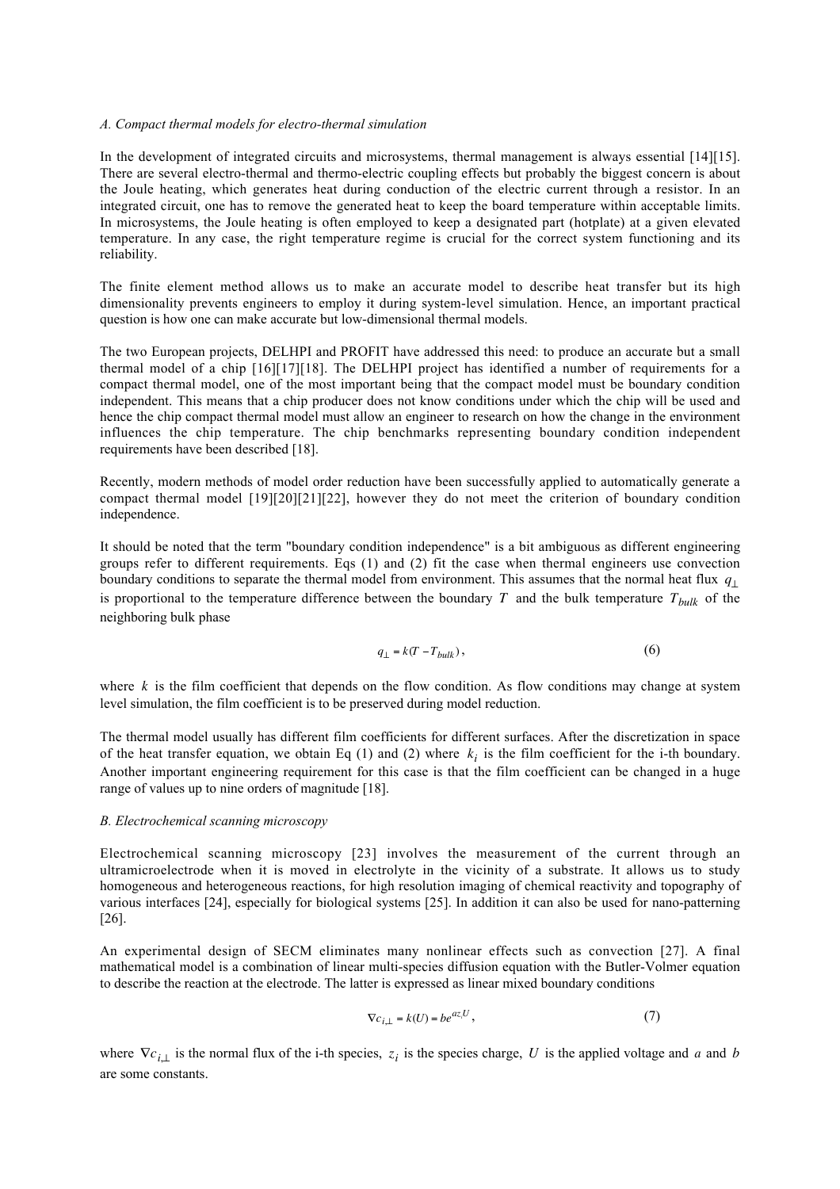### *A. Compact thermal models for electro-thermal simulation*

In the development of integrated circuits and microsystems, thermal management is always essential [14][15]. There are several electro-thermal and thermo-electric coupling effects but probably the biggest concern is about the Joule heating, which generates heat during conduction of the electric current through a resistor. In an integrated circuit, one has to remove the generated heat to keep the board temperature within acceptable limits. In microsystems, the Joule heating is often employed to keep a designated part (hotplate) at a given elevated temperature. In any case, the right temperature regime is crucial for the correct system functioning and its reliability.

The finite element method allows us to make an accurate model to describe heat transfer but its high dimensionality prevents engineers to employ it during system-level simulation. Hence, an important practical question is how one can make accurate but low-dimensional thermal models.

The two European projects, DELHPI and PROFIT have addressed this need: to produce an accurate but a small thermal model of a chip [16][17][18]. The DELHPI project has identified a number of requirements for a compact thermal model, one of the most important being that the compact model must be boundary condition independent. This means that a chip producer does not know conditions under which the chip will be used and hence the chip compact thermal model must allow an engineer to research on how the change in the environment influences the chip temperature. The chip benchmarks representing boundary condition independent requirements have been described [18].

Recently, modern methods of model order reduction have been successfully applied to automatically generate a compact thermal model [19][20][21][22], however they do not meet the criterion of boundary condition independence.

It should be noted that the term "boundary condition independence" is a bit ambiguous as different engineering groups refer to different requirements. Eqs (1) and (2) fit the case when thermal engineers use convection boundary conditions to separate the thermal model from environment. This assumes that the normal heat flux $q_{\perp}$ is proportional to the temperature difference between the boundary $T$ and the bulk temperature $T_{bulk}$ of the neighboring bulk phase

$$q_{\perp} = k(T - T_{bulk}), \tag{6}$$

where $k$ is the film coefficient that depends on the flow condition. As flow conditions may change at system level simulation, the film coefficient is to be preserved during model reduction.

The thermal model usually has different film coefficients for different surfaces. After the discretization in space of the heat transfer equation, we obtain Eq (1) and (2) where $k_i$ is the film coefficient for the i-th boundary. Another important engineering requirement for this case is that the film coefficient can be changed in a huge range of values up to nine orders of magnitude [18].

### *B. Electrochemical scanning microscopy*

Electrochemical scanning microscopy [23] involves the measurement of the current through an ultramicroelectrode when it is moved in electrolyte in the vicinity of a substrate. It allows us to study homogeneous and heterogeneous reactions, for high resolution imaging of chemical reactivity and topography of various interfaces [24], especially for biological systems [25]. In addition it can also be used for nano-patterning [26].

An experimental design of SECM eliminates many nonlinear effects such as convection [27]. A final mathematical model is a combination of linear multi-species diffusion equation with the Butler-Volmer equation to describe the reaction at the electrode. The latter is expressed as linear mixed boundary conditions

$$\nabla c_{i,\perp} = k(U) = be^{az_i U}, \tag{7}$$

where $\nabla c_{i,\perp}$ is the normal flux of the i-th species, $z_i$ is the species charge, $U$ is the applied voltage and $a$ and $b$ are some constants.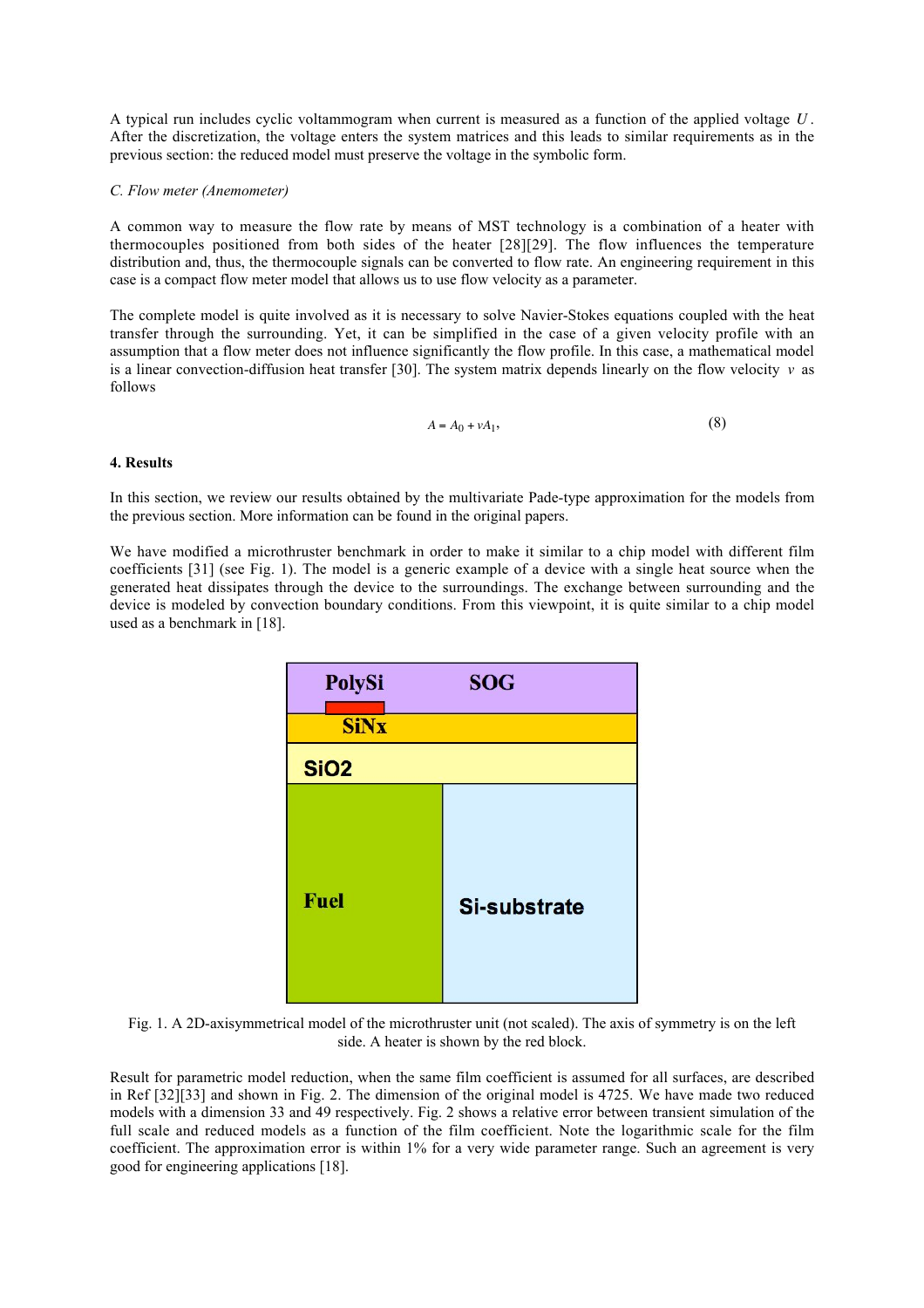A typical run includes cyclic voltammogram when current is measured as a function of the applied voltage $U$. After the discretization, the voltage enters the system matrices and this leads to similar requirements as in the previous section: the reduced model must preserve the voltage in the symbolic form.

*C. Flow meter (Anemometer)*

A common way to measure the flow rate by means of MST technology is a combination of a heater with thermocouples positioned from both sides of the heater [28][29]. The flow influences the temperature distribution and, thus, the thermocouple signals can be converted to flow rate. An engineering requirement in this case is a compact flow meter model that allows us to use flow velocity as a parameter.

The complete model is quite involved as it is necessary to solve Navier-Stokes equations coupled with the heat transfer through the surrounding. Yet, it can be simplified in the case of a given velocity profile with an assumption that a flow meter does not influence significantly the flow profile. In this case, a mathematical model is a linear convection-diffusion heat transfer [30]. The system matrix depends linearly on the flow velocity $v$ as follows

$$A = A_0 + vA_1, \tag{8}$$

**4. Results**

In this section, we review our results obtained by the multivariate Pade-type approximation for the models from the previous section. More information can be found in the original papers.

We have modified a microthruster benchmark in order to make it similar to a chip model with different film coefficients [31] (see Fig. 1). The model is a generic example of a device with a single heat source when the generated heat dissipates through the device to the surroundings. The exchange between surrounding and the device is modeled by convection boundary conditions. From this viewpoint, it is quite similar to a chip model used as a benchmark in [18].

PolySi SOG SiNx SiO2 Fuel Si-substrate

Fig. 1. A 2D-axisymmetrical model of the microthruster unit (not scaled). The axis of symmetry is on the left side. A heater is shown by the red block.

Result for parametric model reduction, when the same film coefficient is assumed for all surfaces, are described in Ref [32][33] and shown in Fig. 2. The dimension of the original model is 4725. We have made two reduced models with a dimension 33 and 49 respectively. Fig. 2 shows a relative error between transient simulation of the full scale and reduced models as a function of the film coefficient. Note the logarithmic scale for the film coefficient. The approximation error is within 1% for a very wide parameter range. Such an agreement is very good for engineering applications [18].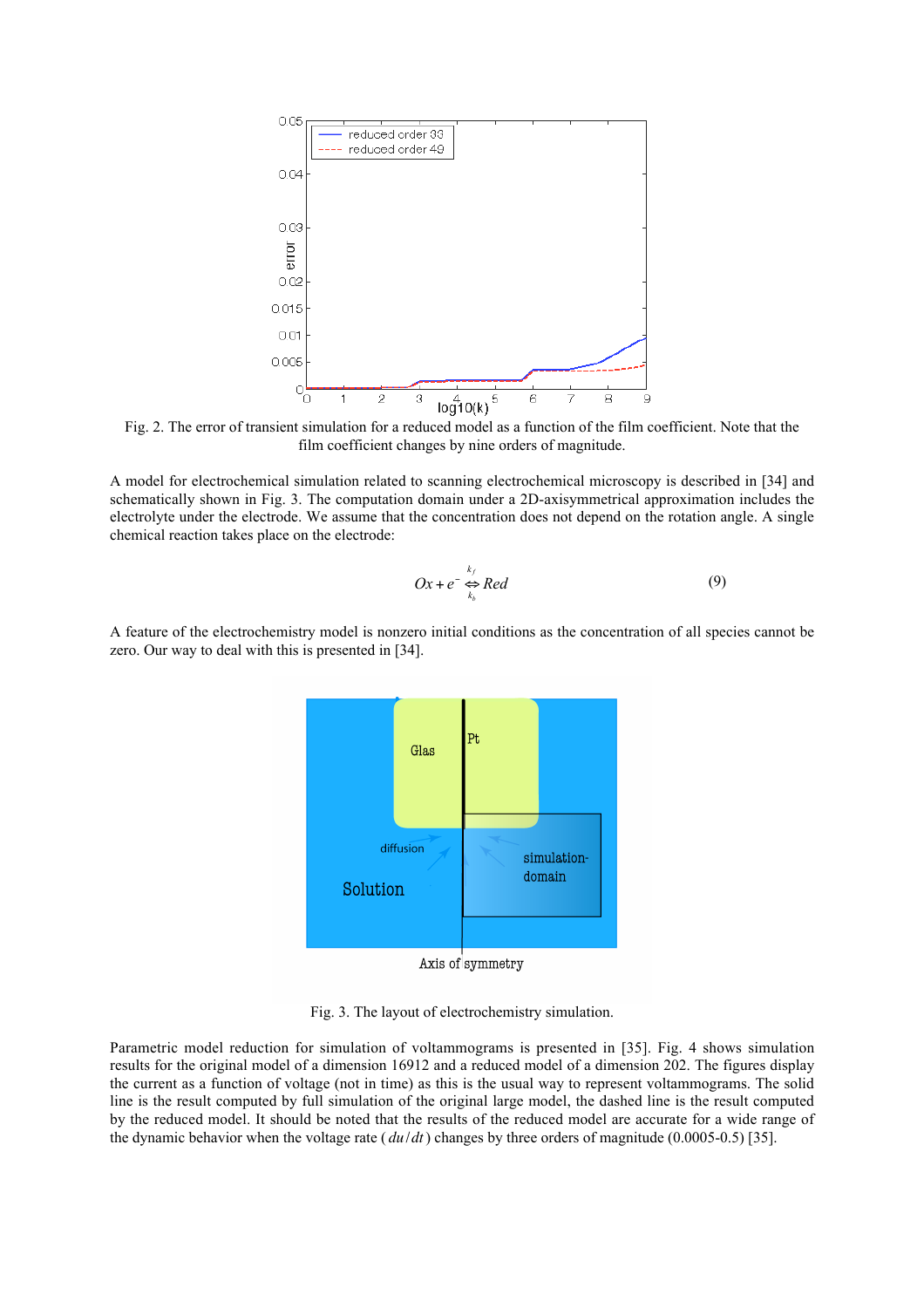Fig. 2. The error of transient simulation for a reduced model as a function of the film coefficient. Note that the film coefficient changes by nine orders of magnitude.

A model for electrochemical simulation related to scanning electrochemical microscopy is described in [34] and schematically shown in Fig. 3. The computation domain under a 2D-axisymmetrical approximation includes the electrolyte under the electrode. We assume that the concentration does not depend on the rotation angle. A single chemical reaction takes place on the electrode:

$$Ox + e^- \underset{k_b}{\overset{k_f}{\Leftrightarrow}} Red \tag{9}$$

A feature of the electrochemistry model is nonzero initial conditions as the concentration of all species cannot be zero. Our way to deal with this is presented in [34].

Fig. 3. The layout of electrochemistry simulation.

Parametric model reduction for simulation of voltammograms is presented in [35]. Fig. 4 shows simulation results for the original model of a dimension 16912 and a reduced model of a dimension 202. The figures display the current as a function of voltage (not in time) as this is the usual way to represent voltammograms. The solid line is the result computed by full simulation of the original large model, the dashed line is the result computed by the reduced model. It should be noted that the results of the reduced model are accurate for a wide range of the dynamic behavior when the voltage rate ($du/dt$) changes by three orders of magnitude (0.0005-0.5) [35].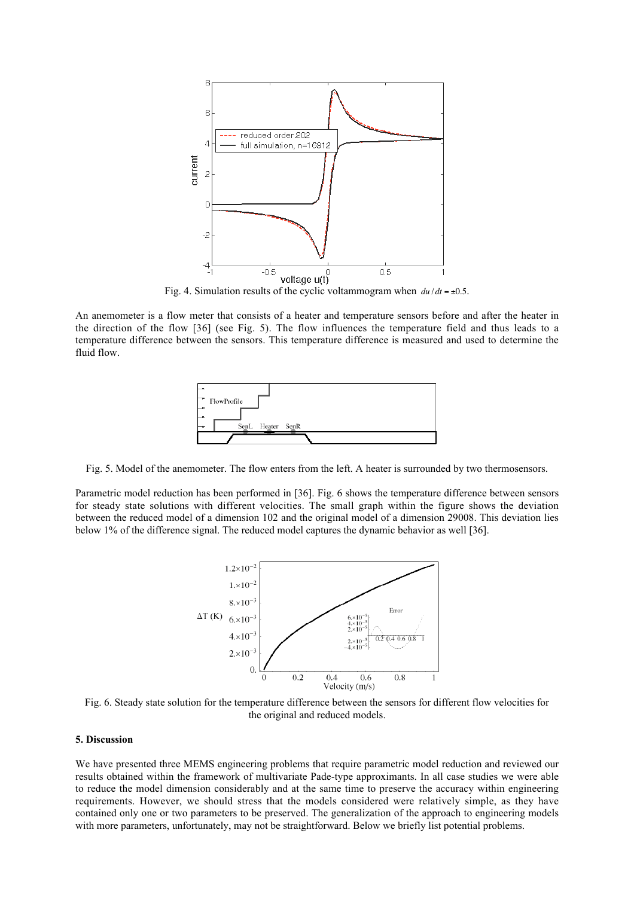Fig. 4. Simulation results of the cyclic voltammogram when $du/dt = \pm 0.5$.

An anemometer is a flow meter that consists of a heater and temperature sensors before and after the heater in the direction of the flow [36] (see Fig. 5). The flow influences the temperature field and thus leads to a temperature difference between the sensors. This temperature difference is measured and used to determine the fluid flow.

Fig. 5. Model of the anemometer. The flow enters from the left. A heater is surrounded by two thermosensors.

Parametric model reduction has been performed in [36]. Fig. 6 shows the temperature difference between sensors for steady state solutions with different velocities. The small graph within the figure shows the deviation between the reduced model of a dimension 102 and the original model of a dimension 29008. This deviation lies below 1% of the difference signal. The reduced model captures the dynamic behavior as well [36].

Fig. 6. Steady state solution for the temperature difference between the sensors for different flow velocities for the original and reduced models.

**5. Discussion**

We have presented three MEMS engineering problems that require parametric model reduction and reviewed our results obtained within the framework of multivariate Pade-type approximants. In all case studies we were able to reduce the model dimension considerably and at the same time to preserve the accuracy within engineering requirements. However, we should stress that the models considered were relatively simple, as they have contained only one or two parameters to be preserved. The generalization of the approach to engineering models with more parameters, unfortunately, may not be straightforward. Below we briefly list potential problems.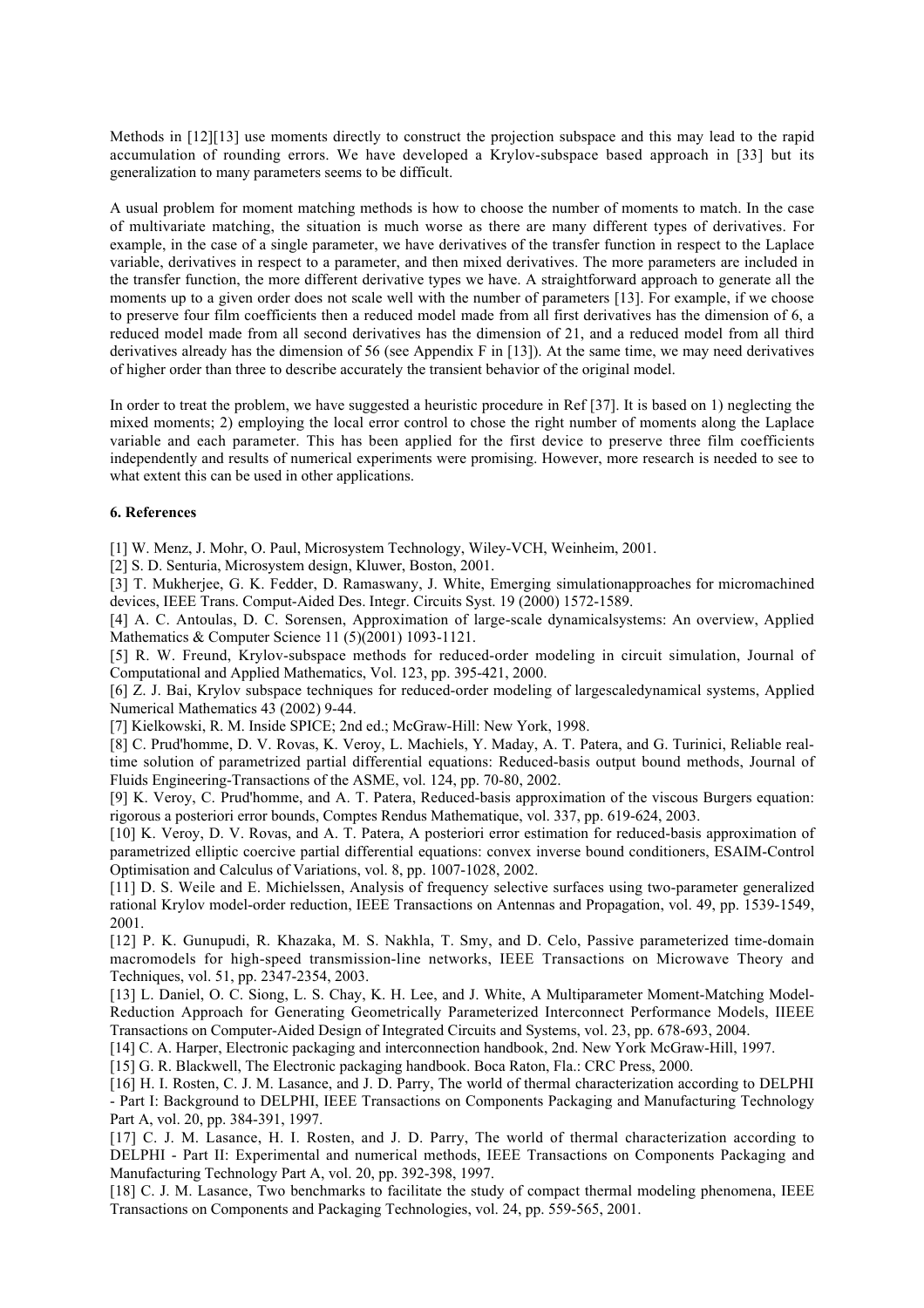Methods in [12][13] use moments directly to construct the projection subspace and this may lead to the rapid accumulation of rounding errors. We have developed a Krylov-subspace based approach in [33] but its generalization to many parameters seems to be difficult.

A usual problem for moment matching methods is how to choose the number of moments to match. In the case of multivariate matching, the situation is much worse as there are many different types of derivatives. For example, in the case of a single parameter, we have derivatives of the transfer function in respect to the Laplace variable, derivatives in respect to a parameter, and then mixed derivatives. The more parameters are included in the transfer function, the more different derivative types we have. A straightforward approach to generate all the moments up to a given order does not scale well with the number of parameters [13]. For example, if we choose to preserve four film coefficients then a reduced model made from all first derivatives has the dimension of 6, a reduced model made from all second derivatives has the dimension of 21, and a reduced model from all third derivatives already has the dimension of 56 (see Appendix F in [13]). At the same time, we may need derivatives of higher order than three to describe accurately the transient behavior of the original model.

In order to treat the problem, we have suggested a heuristic procedure in Ref [37]. It is based on 1) neglecting the mixed moments; 2) employing the local error control to chose the right number of moments along the Laplace variable and each parameter. This has been applied for the first device to preserve three film coefficients independently and results of numerical experiments were promising. However, more research is needed to see to what extent this can be used in other applications.

## 6. References

[1] W. Menz, J. Mohr, O. Paul, Microsystem Technology, Wiley-VCH, Weinheim, 2001.

[2] S. D. Senturia, Microsystem design, Kluwer, Boston, 2001.

[3] T. Mukherjee, G. K. Fedder, D. Ramaswany, J. White, Emerging simulationapproaches for micromachined devices, IEEE Trans. Comput-Aided Des. Integr. Circuits Syst. 19 (2000) 1572-1589.

[4] A. C. Antoulas, D. C. Sorensen, Approximation of large-scale dynamicalsystems: An overview, Applied Mathematics & Computer Science 11 (5)(2001) 1093-1121.

[5] R. W. Freund, Krylov-subspace methods for reduced-order modeling in circuit simulation, Journal of Computational and Applied Mathematics, Vol. 123, pp. 395-421, 2000.

[6] Z. J. Bai, Krylov subspace techniques for reduced-order modeling of largescaledynamical systems, Applied Numerical Mathematics 43 (2002) 9-44.

[7] Kielkowski, R. M. Inside SPICE; 2nd ed.; McGraw-Hill: New York, 1998.

[8] C. Prud'homme, D. V. Rovas, K. Veroy, L. Machiels, Y. Maday, A. T. Patera, and G. Turinici, Reliable real-time solution of parametrized partial differential equations: Reduced-basis output bound methods, Journal of Fluids Engineering-Transactions of the ASME, vol. 124, pp. 70-80, 2002.

[9] K. Veroy, C. Prud'homme, and A. T. Patera, Reduced-basis approximation of the viscous Burgers equation: rigorous a posteriori error bounds, Comptes Rendus Mathematique, vol. 337, pp. 619-624, 2003.

[10] K. Veroy, D. V. Rovas, and A. T. Patera, A posteriori error estimation for reduced-basis approximation of parametrized elliptic coercive partial differential equations: convex inverse bound conditioners, ESAIM-Control Optimisation and Calculus of Variations, vol. 8, pp. 1007-1028, 2002.

[11] D. S. Weile and E. Michielssen, Analysis of frequency selective surfaces using two-parameter generalized rational Krylov model-order reduction, IEEE Transactions on Antennas and Propagation, vol. 49, pp. 1539-1549, 2001.

[12] P. K. Gunupudi, R. Khazaka, M. S. Nakhla, T. Smy, and D. Celo, Passive parameterized time-domain macromodels for high-speed transmission-line networks, IEEE Transactions on Microwave Theory and Techniques, vol. 51, pp. 2347-2354, 2003.

[13] L. Daniel, O. C. Siong, L. S. Chay, K. H. Lee, and J. White, A Multiparameter Moment-Matching Model-Reduction Approach for Generating Geometrically Parameterized Interconnect Performance Models, IIEEE Transactions on Computer-Aided Design of Integrated Circuits and Systems, vol. 23, pp. 678-693, 2004.

[14] C. A. Harper, Electronic packaging and interconnection handbook, 2nd. New York McGraw-Hill, 1997.

[15] G. R. Blackwell, The Electronic packaging handbook. Boca Raton, Fla.: CRC Press, 2000.

[16] H. I. Rosten, C. J. M. Lasance, and J. D. Parry, The world of thermal characterization according to DELPHI - Part I: Background to DELPHI, IEEE Transactions on Components Packaging and Manufacturing Technology Part A, vol. 20, pp. 384-391, 1997.

[17] C. J. M. Lasance, H. I. Rosten, and J. D. Parry, The world of thermal characterization according to DELPHI - Part II: Experimental and numerical methods, IEEE Transactions on Components Packaging and Manufacturing Technology Part A, vol. 20, pp. 392-398, 1997.

[18] C. J. M. Lasance, Two benchmarks to facilitate the study of compact thermal modeling phenomena, IEEE Transactions on Components and Packaging Technologies, vol. 24, pp. 559-565, 2001.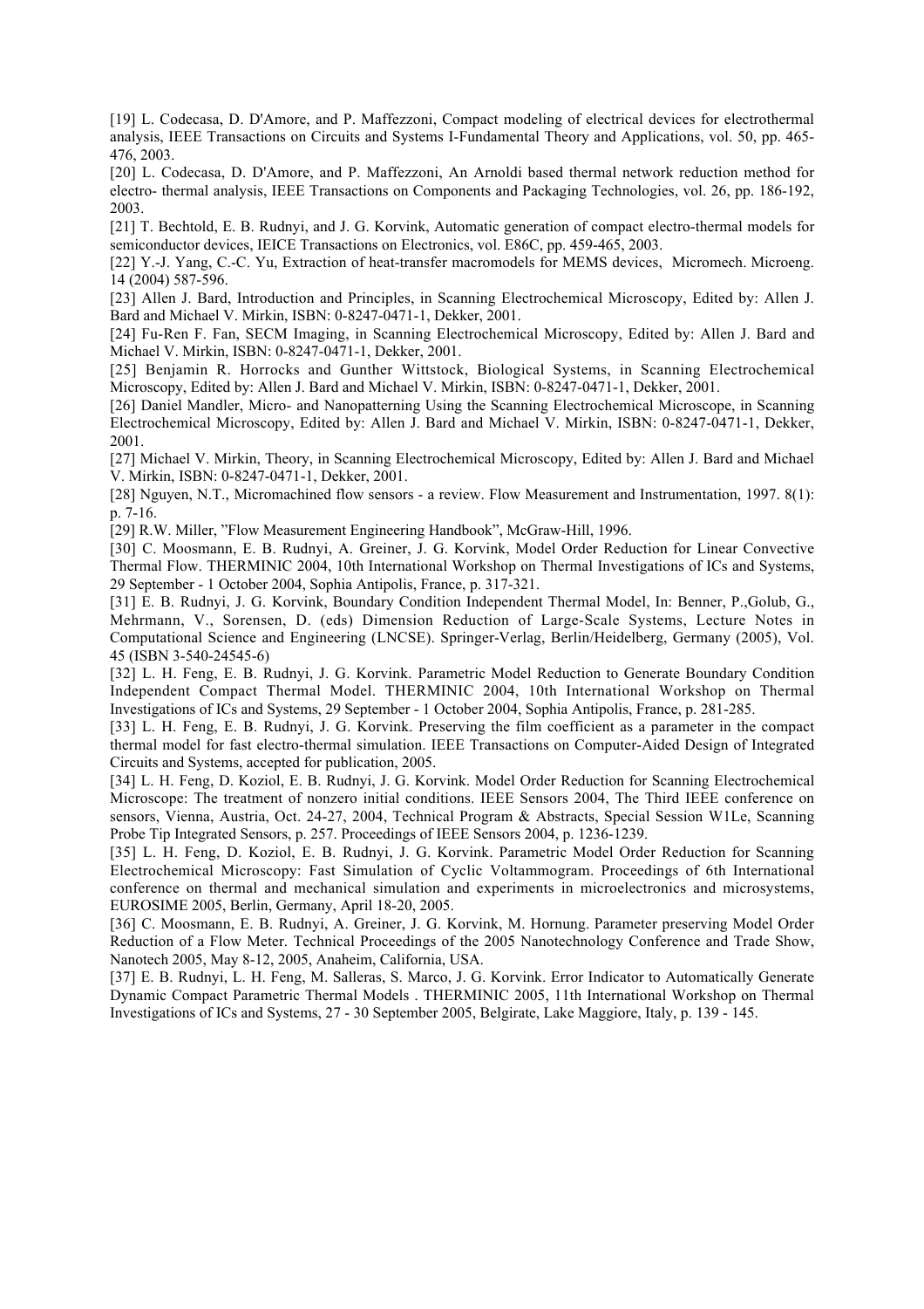[19] L. Codecasa, D. D'Amore, and P. Maffezzoni, Compact modeling of electrical devices for electrothermal analysis, IEEE Transactions on Circuits and Systems I-Fundamental Theory and Applications, vol. 50, pp. 465-476, 2003.

[20] L. Codecasa, D. D'Amore, and P. Maffezzoni, An Arnoldi based thermal network reduction method for electro- thermal analysis, IEEE Transactions on Components and Packaging Technologies, vol. 26, pp. 186-192, 2003.

[21] T. Bechtold, E. B. Rudnyi, and J. G. Korvink, Automatic generation of compact electro-thermal models for semiconductor devices, IEICE Transactions on Electronics, vol. E86C, pp. 459-465, 2003.

[22] Y.-J. Yang, C.-C. Yu, Extraction of heat-transfer macromodels for MEMS devices, Micromech. Microeng. 14 (2004) 587-596.

[23] Allen J. Bard, Introduction and Principles, in Scanning Electrochemical Microscopy, Edited by: Allen J. Bard and Michael V. Mirkin, ISBN: 0-8247-0471-1, Dekker, 2001.

[24] Fu-Ren F. Fan, SECM Imaging, in Scanning Electrochemical Microscopy, Edited by: Allen J. Bard and Michael V. Mirkin, ISBN: 0-8247-0471-1, Dekker, 2001.

[25] Benjamin R. Horrocks and Gunther Wittstock, Biological Systems, in Scanning Electrochemical Microscopy, Edited by: Allen J. Bard and Michael V. Mirkin, ISBN: 0-8247-0471-1, Dekker, 2001.

[26] Daniel Mandler, Micro- and Nanopatterning Using the Scanning Electrochemical Microscope, in Scanning Electrochemical Microscopy, Edited by: Allen J. Bard and Michael V. Mirkin, ISBN: 0-8247-0471-1, Dekker, 2001.

[27] Michael V. Mirkin, Theory, in Scanning Electrochemical Microscopy, Edited by: Allen J. Bard and Michael V. Mirkin, ISBN: 0-8247-0471-1, Dekker, 2001.

[28] Nguyen, N.T., Micromachined flow sensors - a review. Flow Measurement and Instrumentation, 1997. 8(1): p. 7-16.

[29] R.W. Miller, "Flow Measurement Engineering Handbook", McGraw-Hill, 1996.

[30] C. Moosmann, E. B. Rudnyi, A. Greiner, J. G. Korvink, Model Order Reduction for Linear Convective Thermal Flow. THERMINIC 2004, 10th International Workshop on Thermal Investigations of ICs and Systems, 29 September - 1 October 2004, Sophia Antipolis, France, p. 317-321.

[31] E. B. Rudnyi, J. G. Korvink, Boundary Condition Independent Thermal Model, In: Benner, P.,Golub, G., Mehrmann, V., Sorensen, D. (eds) Dimension Reduction of Large-Scale Systems, Lecture Notes in Computational Science and Engineering (LNCSE). Springer-Verlag, Berlin/Heidelberg, Germany (2005), Vol. 45 (ISBN 3-540-24545-6)

[32] L. H. Feng, E. B. Rudnyi, J. G. Korvink. Parametric Model Reduction to Generate Boundary Condition Independent Compact Thermal Model. THERMINIC 2004, 10th International Workshop on Thermal Investigations of ICs and Systems, 29 September - 1 October 2004, Sophia Antipolis, France, p. 281-285.

[33] L. H. Feng, E. B. Rudnyi, J. G. Korvink. Preserving the film coefficient as a parameter in the compact thermal model for fast electro-thermal simulation. IEEE Transactions on Computer-Aided Design of Integrated Circuits and Systems, accepted for publication, 2005.

[34] L. H. Feng, D. Koziol, E. B. Rudnyi, J. G. Korvink. Model Order Reduction for Scanning Electrochemical Microscope: The treatment of nonzero initial conditions. IEEE Sensors 2004, The Third IEEE conference on sensors, Vienna, Austria, Oct. 24-27, 2004, Technical Program & Abstracts, Special Session W1Le, Scanning Probe Tip Integrated Sensors, p. 257. Proceedings of IEEE Sensors 2004, p. 1236-1239.

[35] L. H. Feng, D. Koziol, E. B. Rudnyi, J. G. Korvink. Parametric Model Order Reduction for Scanning Electrochemical Microscopy: Fast Simulation of Cyclic Voltammogram. Proceedings of 6th International conference on thermal and mechanical simulation and experiments in microelectronics and microsystems, EUROSIME 2005, Berlin, Germany, April 18-20, 2005.

[36] C. Moosmann, E. B. Rudnyi, A. Greiner, J. G. Korvink, M. Hornung. Parameter preserving Model Order Reduction of a Flow Meter. Technical Proceedings of the 2005 Nanotechnology Conference and Trade Show, Nanotech 2005, May 8-12, 2005, Anaheim, California, USA.

[37] E. B. Rudnyi, L. H. Feng, M. Salleras, S. Marco, J. G. Korvink. Error Indicator to Automatically Generate Dynamic Compact Parametric Thermal Models . THERMINIC 2005, 11th International Workshop on Thermal Investigations of ICs and Systems, 27 - 30 September 2005, Belgirate, Lake Maggiore, Italy, p. 139 - 145.